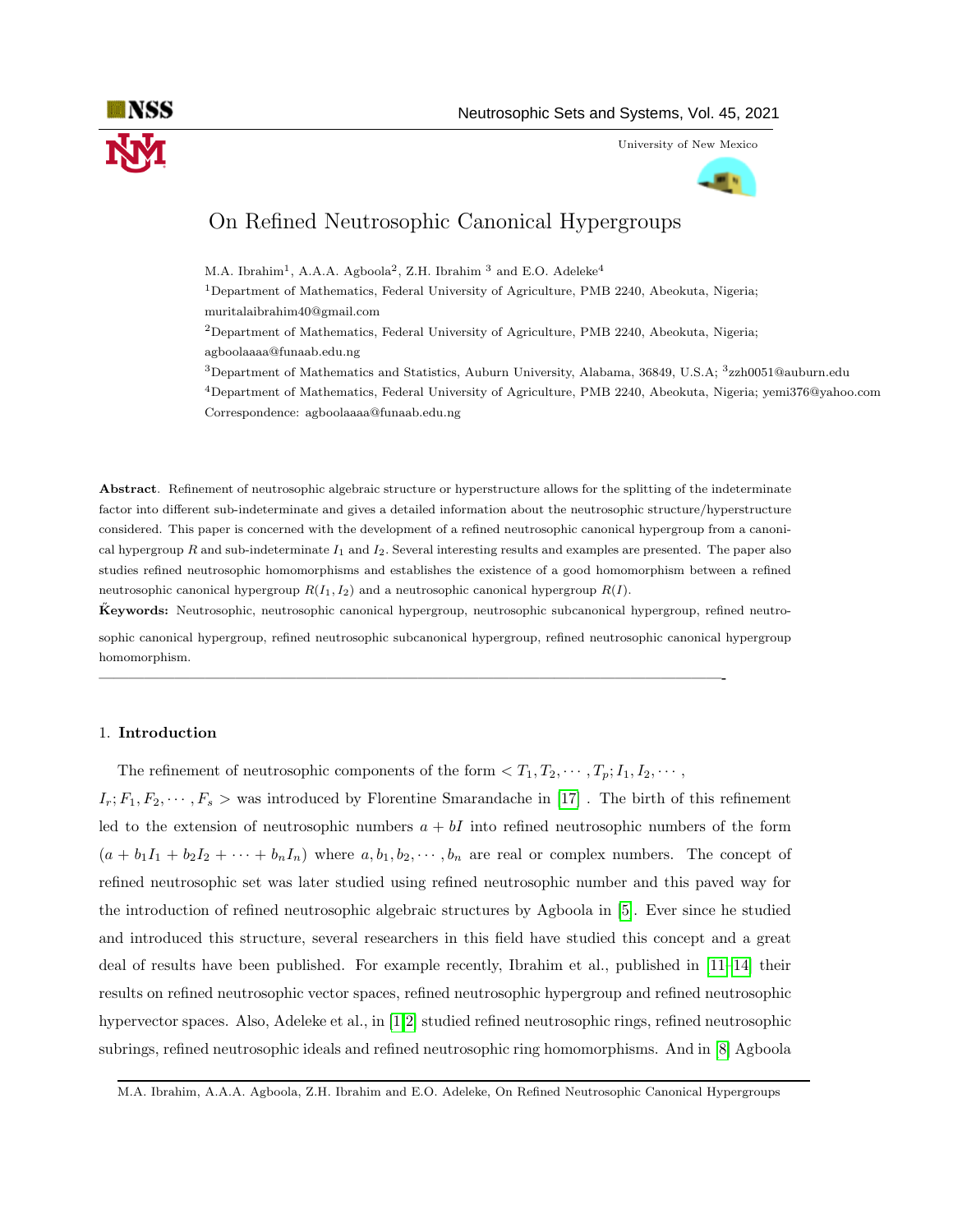# On Refined Neutrosophic Canonical Hypergroups

M.A. Ibrahim[1], A.A.A. Agboola[2], Z.H. Ibrahim [3] and E.O. Adeleke[4]

[1]Department of Mathematics, Federal University of Agriculture, PMB 2240, Abeokuta, Nigeria; muritalaibrahim40@gmail.com

[2]Department of Mathematics, Federal University of Agriculture, PMB 2240, Abeokuta, Nigeria; agboolaaaa@funaab.edu.ng

[3]Department of Mathematics and Statistics, Auburn University, Alabama, 36849, U.S.A; [3]zzh0051@auburn.edu

[4]Department of Mathematics, Federal University of Agriculture, PMB 2240, Abeokuta, Nigeria; yemi376@yahoo.com

Correspondence: agboolaaaa@funaab.edu.ng

**Abstract**. Refinement of neutrosophic algebraic structure or hyperstructure allows for the splitting of the indeterminate factor into different sub-indeterminate and gives a detailed information about the neutrosophic structure/hyperstructure considered. This paper is concerned with the development of a refined neutrosophic canonical hypergroup from a canonical hypergroup $R$ and sub-indeterminate $I_1$ and $I_2$. Several interesting results and examples are presented. The paper also studies refined neutrosophic homomorphisms and establishes the existence of a good homomorphism between a refined neutrosophic canonical hypergroup $R(I_1, I_2)$ and a neutrosophic canonical hypergroup $R(I)$.

**Keywords:** Neutrosophic, neutrosophic canonical hypergroup, neutrosophic subcanonical hypergroup, refined neutrosophic canonical hypergroup, refined neutrosophic subcanonical hypergroup, refined neutrosophic canonical hypergroup homomorphism.

---

## 1. **Introduction**

The refinement of neutrosophic components of the form $< T_1, T_2, \cdots, T_p; I_1, I_2, \cdots, I_r; F_1, F_2, \cdots, F_s >$ was introduced by Florentine Smarandache in [17] . The birth of this refinement led to the extension of neutrosophic numbers $a + bI$ into refined neutrosophic numbers of the form $(a + b_1I_1 + b_2I_2 + \cdots + b_nI_n)$ where $a, b_1, b_2, \cdots, b_n$ are real or complex numbers. The concept of refined neutrosophic set was later studied using refined neutrosophic number and this paved way for the introduction of refined neutrosophic algebraic structures by Agboola in [5]. Ever since he studied and introduced this structure, several researchers in this field have studied this concept and a great deal of results have been published. For example recently, Ibrahim et al., published in [11–14] their results on refined neutrosophic vector spaces, refined neutrosophic hypergroup and refined neutrosophic hypervector spaces. Also, Adeleke et al., in [1, 2] studied refined neutrosophic rings, refined neutrosophic subrings, refined neutrosophic ideals and refined neutrosophic ring homomorphisms. And in [8] Agboola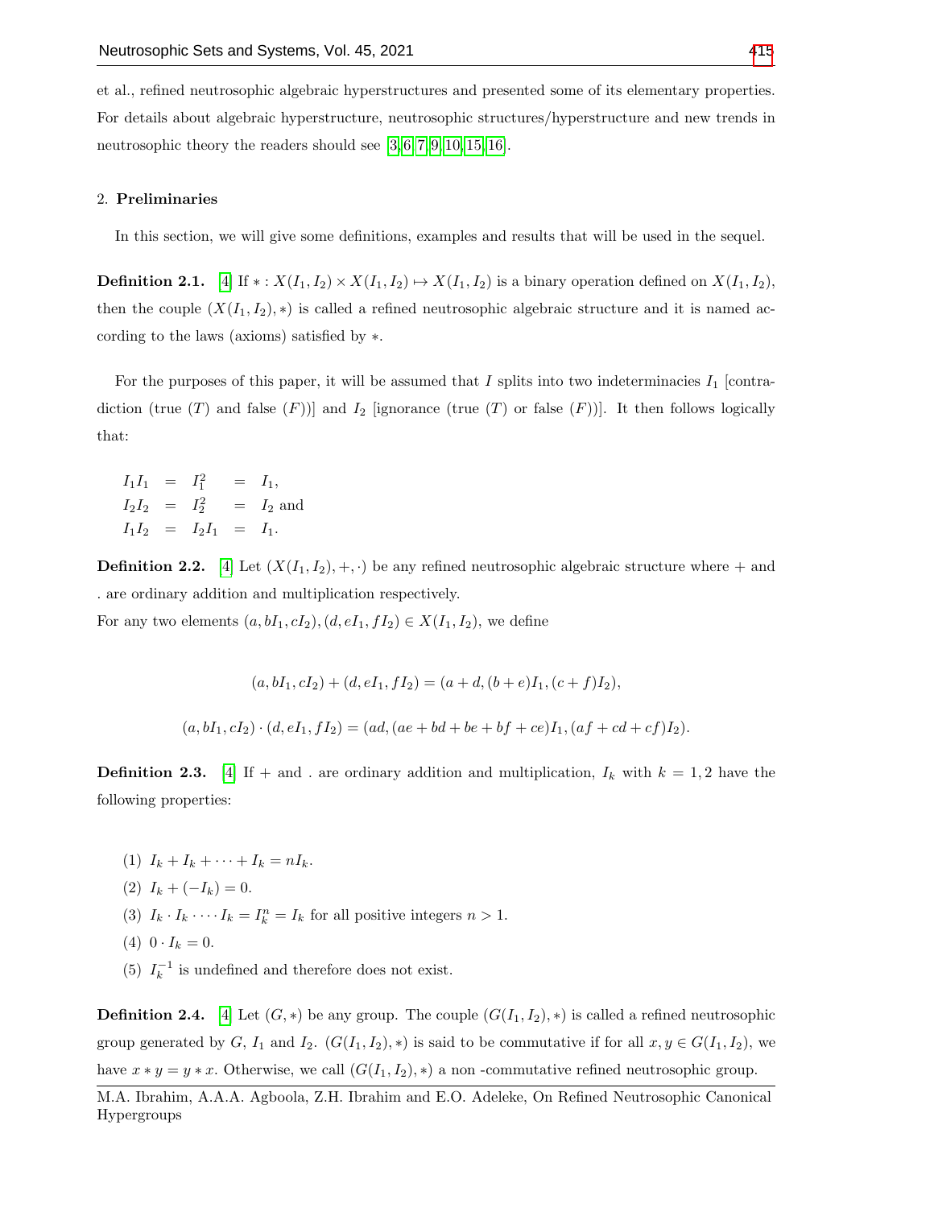et al., refined neutrosophic algebraic hyperstructures and presented some of its elementary properties. For details about algebraic hyperstructure, neutrosophic structures/hyperstructure and new trends in neutrosophic theory the readers should see [3,6,7,9,10,15,16].

## 2. Preliminaries

In this section, we will give some definitions, examples and results that will be used in the sequel.

**Definition 2.1.** [4] If $*: X(I_1, I_2) \times X(I_1, I_2) \mapsto X(I_1, I_2)$ is a binary operation defined on $X(I_1, I_2)$, then the couple $(X(I_1, I_2), *)$ is called a refined neutrosophic algebraic structure and it is named according to the laws (axioms) satisfied by $*$.

For the purposes of this paper, it will be assumed that $I$ splits into two indeterminacies $I_1$ [contradiction (true $(T)$ and false $(F)$)] and $I_2$ [ignorance (true $(T)$ or false $(F)$)]. It then follows logically that:

$$
\begin{aligned}
I_1 I_1 &= I_1^2 &&= I_1, \\
I_2 I_2 &= I_2^2 &&= I_2 \text{ and} \\
I_1 I_2 &= I_2 I_1 &&= I_1.
\end{aligned}
$$

**Definition 2.2.** [4] Let $(X(I_1, I_2), +, \cdot)$ be any refined neutrosophic algebraic structure where $+$ and . are ordinary addition and multiplication respectively.

For any two elements $(a, bI_1, cI_2), (d, eI_1, fI_2) \in X(I_1, I_2)$, we define

$$(a, bI_1, cI_2) + (d, eI_1, fI_2) = (a + d, (b + e)I_1, (c + f)I_2),$$

$$(a, bI_1, cI_2) \cdot (d, eI_1, fI_2) = (ad, (ae + bd + be + bf + ce)I_1, (af + cd + cf)I_2).$$

**Definition 2.3.** [4] If $+$ and . are ordinary addition and multiplication, $I_k$ with $k = 1, 2$ have the following properties:

1. $I_k + I_k + \cdots + I_k = nI_k$.
2. $I_k + (-I_k) = 0$.
3. $I_k \cdot I_k \cdot \cdots \cdot I_k = I_k^n = I_k$ for all positive integers $n > 1$.
4. $0 \cdot I_k = 0$.
5. $I_k^{-1}$ is undefined and therefore does not exist.

**Definition 2.4.** [4] Let $(G, *)$ be any group. The couple $(G(I_1, I_2), *)$ is called a refined neutrosophic group generated by $G$, $I_1$ and $I_2$. $(G(I_1, I_2), *)$ is said to be commutative if for all $x, y \in G(I_1, I_2)$, we have $x * y = y * x$. Otherwise, we call $(G(I_1, I_2), *)$ a non -commutative refined neutrosophic group.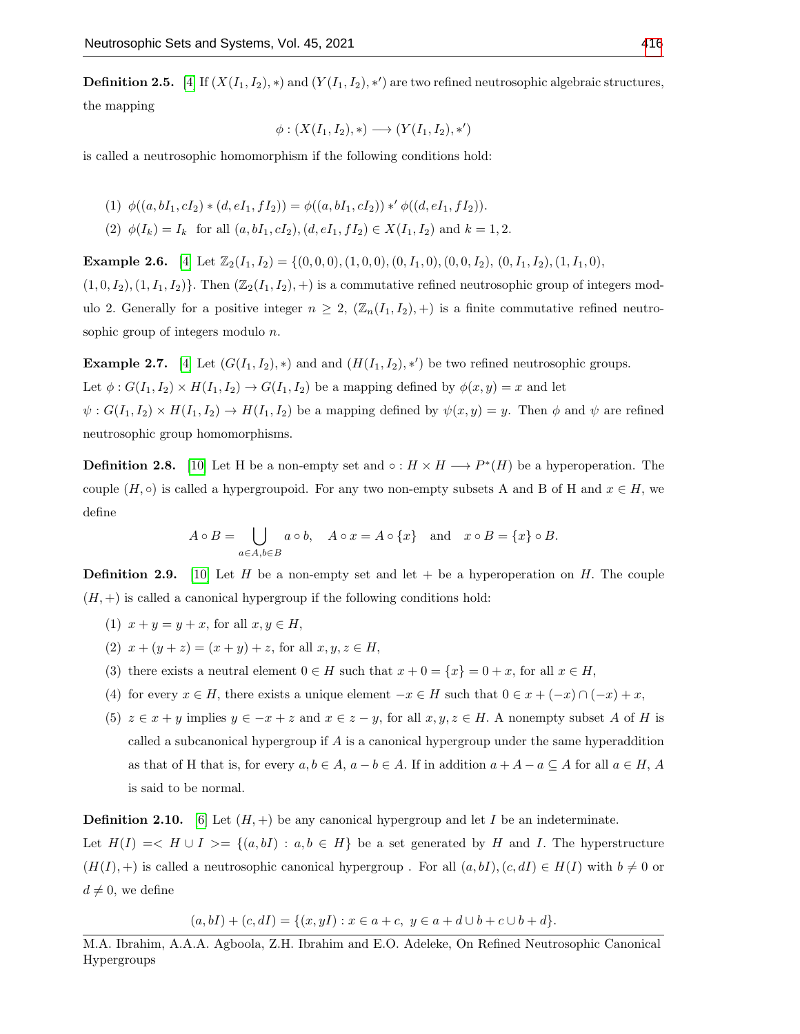**Definition 2.5.** [4] If $(X(I_1, I_2), *)$ and $(Y(I_1, I_2), *')$ are two refined neutrosophic algebraic structures, the mapping

$$\phi : (X(I_1, I_2), *) \longrightarrow (Y(I_1, I_2), *')$$

is called a neutrosophic homomorphism if the following conditions hold:

(1) $\phi((a, bI_1, cI_2) * (d, eI_1, fI_2)) = \phi((a, bI_1, cI_2)) *' \phi((d, eI_1, fI_2))$.

(2) $\phi(I_k) = I_k$ for all $(a, bI_1, cI_2), (d, eI_1, fI_2) \in X(I_1, I_2)$ and $k = 1, 2$.

**Example 2.6.** [4] Let $\mathbb{Z}_2(I_1, I_2) = \{(0, 0, 0), (1, 0, 0), (0, I_1, 0), (0, 0, I_2), (0, I_1, I_2), (1, I_1, 0), (1, 0, I_2), (1, I_1, I_2)\}$. Then $(\mathbb{Z}_2(I_1, I_2), +)$ is a commutative refined neutrosophic group of integers modulo 2. Generally for a positive integer $n \geq 2$, $(\mathbb{Z}_n(I_1, I_2), +)$ is a finite commutative refined neutrosophic group of integers modulo $n$.

**Example 2.7.** [4] Let $(G(I_1, I_2), *)$ and and $(H(I_1, I_2), *')$ be two refined neutrosophic groups. Let $\phi : G(I_1, I_2) \times H(I_1, I_2) \to G(I_1, I_2)$ be a mapping defined by $\phi(x, y) = x$ and let $\psi : G(I_1, I_2) \times H(I_1, I_2) \to H(I_1, I_2)$ be a mapping defined by $\psi(x, y) = y$. Then $\phi$ and $\psi$ are refined neutrosophic group homomorphisms.

**Definition 2.8.** [10] Let H be a non-empty set and $\circ : H \times H \longrightarrow P^*(H)$ be a hyperoperation. The couple $(H, \circ)$ is called a hypergroupoid. For any two non-empty subsets A and B of H and $x \in H$, we define

$$A \circ B = \bigcup_{a \in A, b \in B} a \circ b, \quad A \circ x = A \circ \{x\} \quad \text{and} \quad x \circ B = \{x\} \circ B.$$

**Definition 2.9.** [10] Let $H$ be a non-empty set and let $+$ be a hyperoperation on $H$. The couple $(H, +)$ is called a canonical hypergroup if the following conditions hold:

(1) $x + y = y + x$, for all $x, y \in H$,

(2) $x + (y + z) = (x + y) + z$, for all $x, y, z \in H$,

(3) there exists a neutral element $0 \in H$ such that $x + 0 = \{x\} = 0 + x$, for all $x \in H$,

(4) for every $x \in H$, there exists a unique element $-x \in H$ such that $0 \in x + (-x) \cap (-x) + x$,

(5) $z \in x + y$ implies $y \in -x + z$ and $x \in z - y$, for all $x, y, z \in H$. A nonempty subset $A$ of $H$ is called a subcanonical hypergroup if $A$ is a canonical hypergroup under the same hyperaddition as that of H that is, for every $a, b \in A$, $a - b \in A$. If in addition $a + A - a \subseteq A$ for all $a \in H$, $A$ is said to be normal.

**Definition 2.10.** [6] Let $(H, +)$ be any canonical hypergroup and let $I$ be an indeterminate. Let $H(I) =< H \cup I >= \{(a, bI) : a, b \in H\}$ be a set generated by $H$ and $I$. The hyperstructure $(H(I), +)$ is called a neutrosophic canonical hypergroup . For all $(a, bI), (c, dI) \in H(I)$ with $b \neq 0$ or $d \neq 0$, we define

$$(a, bI) + (c, dI) = \{(x, yI) : x \in a + c, \ y \in a + d \cup b + c \cup b + d\}.$$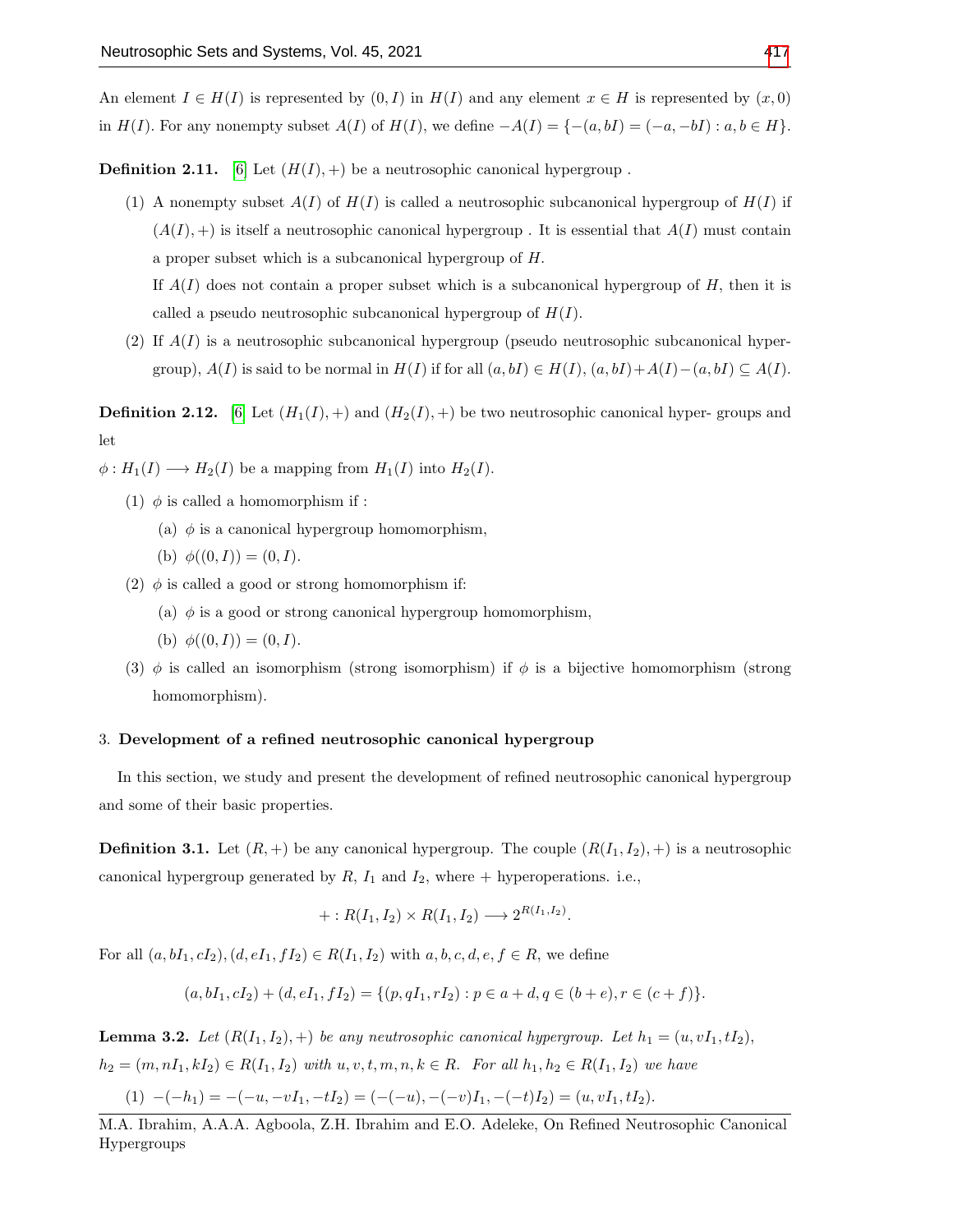An element $I \in H(I)$ is represented by $(0, I)$ in $H(I)$ and any element $x \in H$ is represented by $(x, 0)$ in $H(I)$. For any nonempty subset $A(I)$ of $H(I)$, we define $-A(I) = \{-(a, bI) = (-a, -bI) : a, b \in H\}$.

**Definition 2.11.** [6] Let $(H(I), +)$ be a neutrosophic canonical hypergroup .

1. A nonempty subset $A(I)$ of $H(I)$ is called a neutrosophic subcanonical hypergroup of $H(I)$ if $(A(I), +)$ is itself a neutrosophic canonical hypergroup . It is essential that $A(I)$ must contain a proper subset which is a subcanonical hypergroup of $H$.

   If $A(I)$ does not contain a proper subset which is a subcanonical hypergroup of $H$, then it is called a pseudo neutrosophic subcanonical hypergroup of $H(I)$.
2. If $A(I)$ is a neutrosophic subcanonical hypergroup (pseudo neutrosophic subcanonical hypergroup), $A(I)$ is said to be normal in $H(I)$ if for all $(a, bI) \in H(I)$, $(a, bI) + A(I) - (a, bI) \subseteq A(I)$.

**Definition 2.12.** [6] Let $(H_1(I), +)$ and $(H_2(I), +)$ be two neutrosophic canonical hyper- groups and let

$\phi : H_1(I) \longrightarrow H_2(I)$ be a mapping from $H_1(I)$ into $H_2(I)$.

1. $\phi$ is called a homomorphism if :
   (a) $\phi$ is a canonical hypergroup homomorphism,
   (b) $\phi((0, I)) = (0, I)$.
2. $\phi$ is called a good or strong homomorphism if:
   (a) $\phi$ is a good or strong canonical hypergroup homomorphism,
   (b) $\phi((0, I)) = (0, I)$.
3. $\phi$ is called an isomorphism (strong isomorphism) if $\phi$ is a bijective homomorphism (strong homomorphism).

## 3. Development of a refined neutrosophic canonical hypergroup

In this section, we study and present the development of refined neutrosophic canonical hypergroup and some of their basic properties.

**Definition 3.1.** Let $(R, +)$ be any canonical hypergroup. The couple $(R(I_1, I_2), +)$ is a neutrosophic canonical hypergroup generated by $R$, $I_1$ and $I_2$, where $+$ hyperoperations. i.e.,

$$+ : R(I_1, I_2) \times R(I_1, I_2) \longrightarrow 2^{R(I_1, I_2)}.$$

For all $(a, bI_1, cI_2), (d, eI_1, fI_2) \in R(I_1, I_2)$ with $a, b, c, d, e, f \in R$, we define

$$(a, bI_1, cI_2) + (d, eI_1, fI_2) = \{(p, qI_1, rI_2) : p \in a + d, q \in (b + e), r \in (c + f)\}.$$

**Lemma 3.2.** *Let $(R(I_1, I_2), +)$ be any neutrosophic canonical hypergroup. Let $h_1 = (u, vI_1, tI_2)$, $h_2 = (m, nI_1, kI_2) \in R(I_1, I_2)$ with $u, v, t, m, n, k \in R$. For all $h_1, h_2 \in R(I_1, I_2)$ we have*

1. $-(-h_1) = -(-u, -vI_1, -tI_2) = (-(-u), -(-v)I_1, -(-t)I_2) = (u, vI_1, tI_2)$.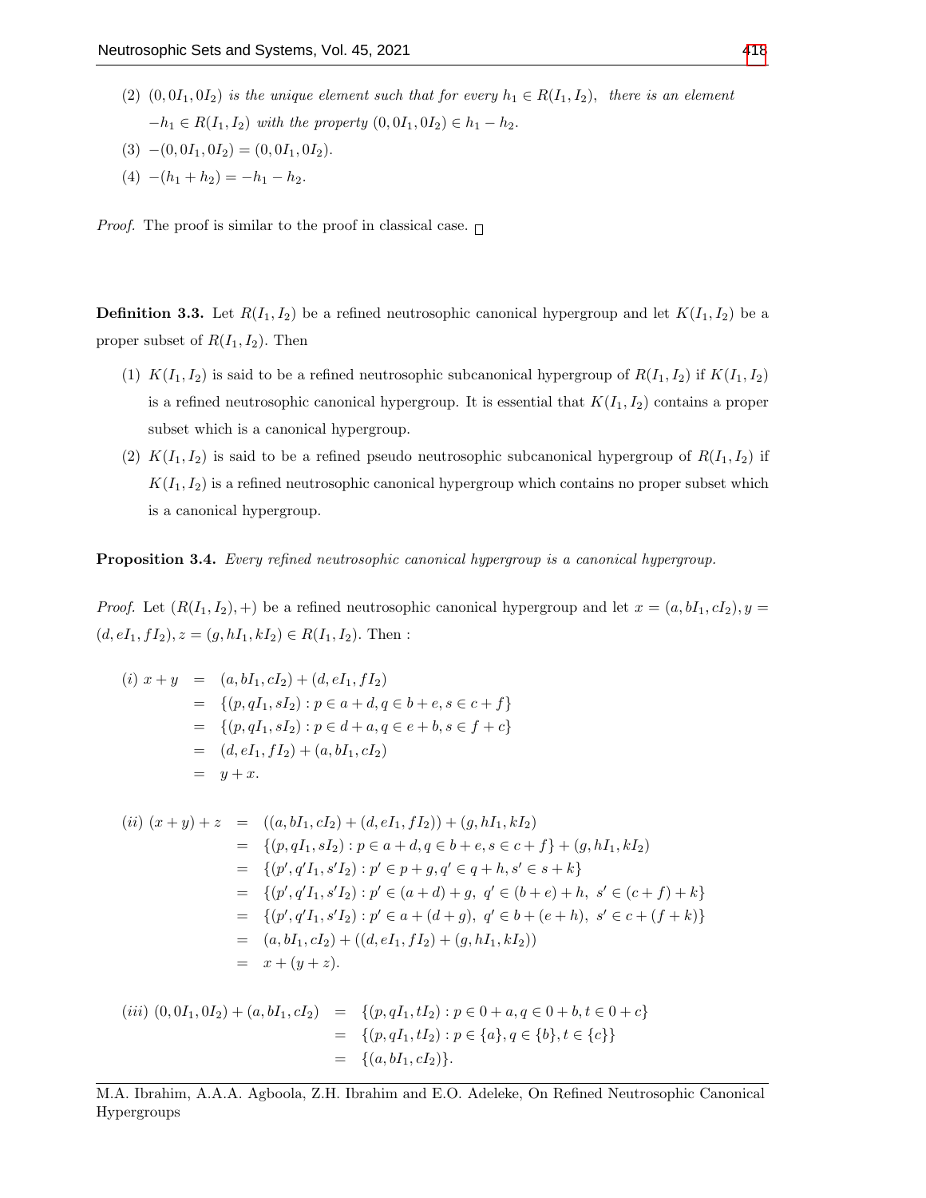(2) $(0, 0I_1, 0I_2)$ *is the unique element such that for every* $h_1 \in R(I_1, I_2)$, *there is an element* $-h_1 \in R(I_1, I_2)$ *with the property* $(0, 0I_1, 0I_2) \in h_1 - h_2$.

(3) $-(0, 0I_1, 0I_2) = (0, 0I_1, 0I_2)$.

(4) $-(h_1 + h_2) = -h_1 - h_2$.

*Proof.* The proof is similar to the proof in classical case. □

**Definition 3.3.** Let $R(I_1, I_2)$ be a refined neutrosophic canonical hypergroup and let $K(I_1, I_2)$ be a proper subset of $R(I_1, I_2)$. Then

(1) $K(I_1, I_2)$ is said to be a refined neutrosophic subcanonical hypergroup of $R(I_1, I_2)$ if $K(I_1, I_2)$ is a refined neutrosophic canonical hypergroup. It is essential that $K(I_1, I_2)$ contains a proper subset which is a canonical hypergroup.

(2) $K(I_1, I_2)$ is said to be a refined pseudo neutrosophic subcanonical hypergroup of $R(I_1, I_2)$ if $K(I_1, I_2)$ is a refined neutrosophic canonical hypergroup which contains no proper subset which is a canonical hypergroup.

**Proposition 3.4.** *Every refined neutrosophic canonical hypergroup is a canonical hypergroup.*

*Proof.* Let $(R(I_1, I_2), +)$ be a refined neutrosophic canonical hypergroup and let $x = (a, bI_1, cI_2), y = (d, eI_1, fI_2), z = (g, hI_1, kI_2) \in R(I_1, I_2)$. Then :

$$
\begin{aligned}
(i)\ x + y &= (a, bI_1, cI_2) + (d, eI_1, fI_2) \\
&= \{(p, qI_1, sI_2) : p \in a + d, q \in b + e, s \in c + f\} \\
&= \{(p, qI_1, sI_2) : p \in d + a, q \in e + b, s \in f + c\} \\
&= (d, eI_1, fI_2) + (a, bI_1, cI_2) \\
&= y + x.
\end{aligned}
$$

$$
\begin{aligned}
(ii)\ (x + y) + z &= ((a, bI_1, cI_2) + (d, eI_1, fI_2)) + (g, hI_1, kI_2) \\
&= \{(p, qI_1, sI_2) : p \in a + d, q \in b + e, s \in c + f\} + (g, hI_1, kI_2) \\
&= \{(p', q'I_1, s'I_2) : p' \in p + g, q' \in q + h, s' \in s + k\} \\
&= \{(p', q'I_1, s'I_2) : p' \in (a + d) + g,\ q' \in (b + e) + h,\ s' \in (c + f) + k\} \\
&= \{(p', q'I_1, s'I_2) : p' \in a + (d + g),\ q' \in b + (e + h),\ s' \in c + (f + k)\} \\
&= (a, bI_1, cI_2) + ((d, eI_1, fI_2) + (g, hI_1, kI_2)) \\
&= x + (y + z).
\end{aligned}
$$

$$
\begin{aligned}
(iii)\ (0, 0I_1, 0I_2) + (a, bI_1, cI_2) &= \{(p, qI_1, tI_2) : p \in 0 + a, q \in 0 + b, t \in 0 + c\} \\
&= \{(p, qI_1, tI_2) : p \in \{a\}, q \in \{b\}, t \in \{c\}\} \\
&= \{(a, bI_1, cI_2)\}.
\end{aligned}
$$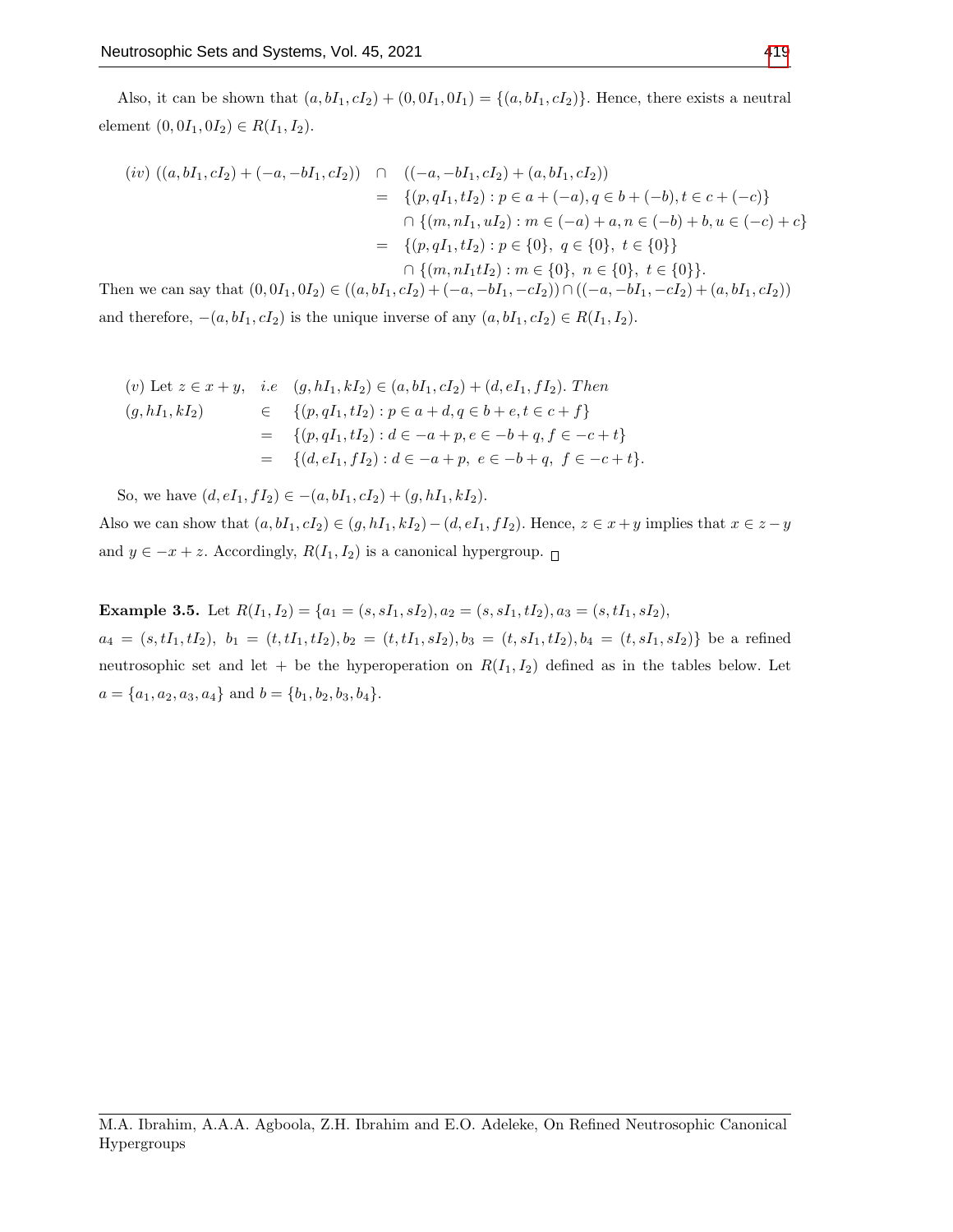Also, it can be shown that $(a, bI_1, cI_2) + (0, 0I_1, 0I_1) = \{(a, bI_1, cI_2)\}$. Hence, there exists a neutral element $(0, 0I_1, 0I_2) \in R(I_1, I_2)$.

$$
\begin{aligned}
(iv)\ ((a, bI_1, cI_2) + (-a, -bI_1, cI_2)) \quad &\cap \quad ((-a, -bI_1, cI_2) + (a, bI_1, cI_2)) \\
&= \quad \{(p, qI_1, tI_2) : p \in a + (-a), q \in b + (-b), t \in c + (-c)\} \\
&\quad\ \cap \{(m, nI_1, uI_2) : m \in (-a) + a, n \in (-b) + b, u \in (-c) + c\} \\
&= \quad \{(p, qI_1, tI_2) : p \in \{0\},\ q \in \{0\},\ t \in \{0\}\} \\
&\quad\ \cap \{(m, nI_1tI_2) : m \in \{0\},\ n \in \{0\},\ t \in \{0\}\}.
\end{aligned}
$$

Then we can say that $(0, 0I_1, 0I_2) \in ((a, bI_1, cI_2) + (-a, -bI_1, -cI_2)) \cap ((-a, -bI_1, -cI_2) + (a, bI_1, cI_2))$ and therefore, $-(a, bI_1, cI_2)$ is the unique inverse of any $(a, bI_1, cI_2) \in R(I_1, I_2)$.

$$
\begin{aligned}
(v)\ \text{Let } z \in x + y, \quad i.e \quad & (g, hI_1, kI_2) \in (a, bI_1, cI_2) + (d, eI_1, fI_2).\ Then \\
(g, hI_1, kI_2) \quad & \in \quad \{(p, qI_1, tI_2) : p \in a + d, q \in b + e, t \in c + f\} \\
& = \quad \{(p, qI_1, tI_2) : d \in -a + p, e \in -b + q, f \in -c + t\} \\
& = \quad \{(d, eI_1, fI_2) : d \in -a + p,\ e \in -b + q,\ f \in -c + t\}.
\end{aligned}
$$

So, we have $(d, eI_1, fI_2) \in -(a, bI_1, cI_2) + (g, hI_1, kI_2)$.

Also we can show that $(a, bI_1, cI_2) \in (g, hI_1, kI_2) - (d, eI_1, fI_2)$. Hence, $z \in x + y$ implies that $x \in z - y$ and $y \in -x + z$. Accordingly, $R(I_1, I_2)$ is a canonical hypergroup. □

**Example 3.5.** Let $R(I_1, I_2) = \{a_1 = (s, sI_1, sI_2), a_2 = (s, sI_1, tI_2), a_3 = (s, tI_1, sI_2),$ $a_4 = (s, tI_1, tI_2),\ b_1 = (t, tI_1, tI_2), b_2 = (t, tI_1, sI_2), b_3 = (t, sI_1, tI_2), b_4 = (t, sI_1, sI_2)\}$ be a refined neutrosophic set and let $+$ be the hyperoperation on $R(I_1, I_2)$ defined as in the tables below. Let $a = \{a_1, a_2, a_3, a_4\}$ and $b = \{b_1, b_2, b_3, b_4\}$.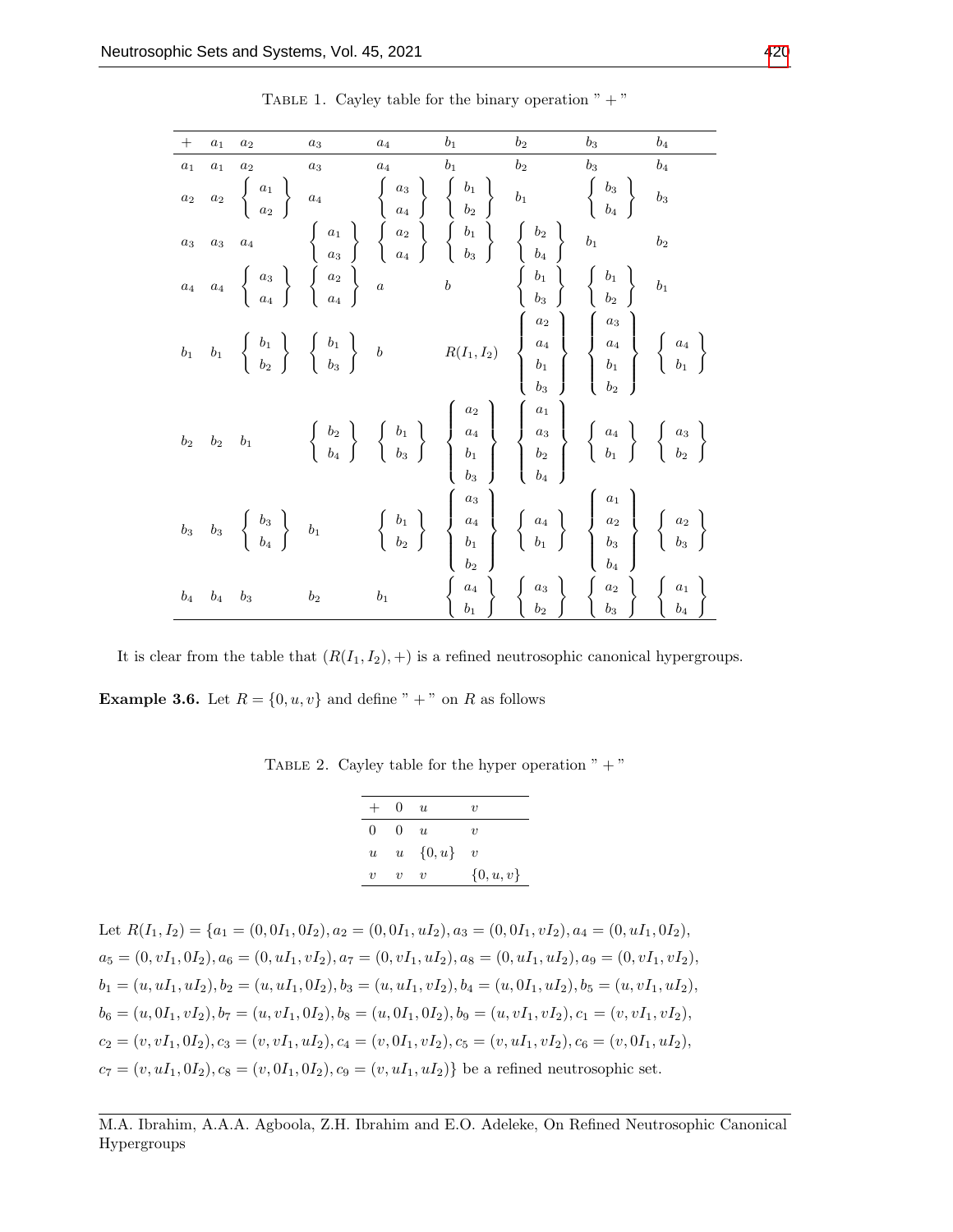TABLE 1. Cayley table for the binary operation " + "

| $+$ | $a_1$ | $a_2$ | $a_3$ | $a_4$ | $b_1$ | $b_2$ | $b_3$ | $b_4$ |
|---|---|---|---|---|---|---|---|---|
| $a_1$ | $a_1$ | $a_2$ | $a_3$ | $a_4$ | $b_1$ | $b_2$ | $b_3$ | $b_4$ |
| $a_2$ | $a_2$ | $\{a_1, a_2\}$ | $a_4$ | $\{a_3, a_4\}$ | $\{b_1, b_2\}$ | $b_1$ | $\{b_3, b_4\}$ | $b_3$ |
| $a_3$ | $a_3$ | $a_4$ | $\{a_1, a_3\}$ | $\{a_2, a_4\}$ | $\{b_1, b_3\}$ | $\{b_2, b_4\}$ | $b_1$ | $b_2$ |
| $a_4$ | $a_4$ | $\{a_3, a_4\}$ | $\{a_2, a_4\}$ | $a$ | $b$ | $\{b_1, b_3\}$ | $\{b_1, b_2\}$ | $b_1$ |
| $b_1$ | $b_1$ | $\{b_1, b_2\}$ | $\{b_1, b_3\}$ | $b$ | $R(I_1, I_2)$ | $\{a_2, a_4, b_1, b_3\}$ | $\{a_3, a_4, b_1, b_2\}$ | $\{a_4, b_1\}$ |
| $b_2$ | $b_2$ | $b_1$ | $\{b_2, b_4\}$ | $\{b_1, b_3\}$ | $\{a_2, a_4, b_1, b_3\}$ | $\{a_1, a_3, b_2, b_4\}$ | $\{a_4, b_1\}$ | $\{a_3, b_2\}$ |
| $b_3$ | $b_3$ | $\{b_3, b_4\}$ | $b_1$ | $\{b_1, b_2\}$ | $\{a_3, a_4, b_1, b_2\}$ | $\{a_4, b_1\}$ | $\{a_1, a_2, b_3, b_4\}$ | $\{a_2, b_3\}$ |
| $b_4$ | $b_4$ | $b_3$ | $b_2$ | $b_1$ | $\{a_4, b_1\}$ | $\{a_3, b_2\}$ | $\{a_2, b_3\}$ | $\{a_1, b_4\}$ |

It is clear from the table that $(R(I_1, I_2), +)$ is a refined neutrosophic canonical hypergroups.

**Example 3.6.** Let $R = \{0, u, v\}$ and define " + " on $R$ as follows

TABLE 2. Cayley table for the hyper operation " + "

| $+$ | $0$ | $u$ | $v$ |
|---|---|---|---|
| $0$ | $0$ | $u$ | $v$ |
| $u$ | $u$ | $\{0, u\}$ | $v$ |
| $v$ | $v$ | $v$ | $\{0, u, v\}$ |

Let $R(I_1, I_2) = \{a_1 = (0, 0I_1, 0I_2), a_2 = (0, 0I_1, uI_2), a_3 = (0, 0I_1, vI_2), a_4 = (0, uI_1, 0I_2),$
$a_5 = (0, vI_1, 0I_2), a_6 = (0, uI_1, vI_2), a_7 = (0, vI_1, uI_2), a_8 = (0, uI_1, uI_2), a_9 = (0, vI_1, vI_2),$
$b_1 = (u, uI_1, uI_2), b_2 = (u, uI_1, 0I_2), b_3 = (u, uI_1, vI_2), b_4 = (u, 0I_1, uI_2), b_5 = (u, vI_1, uI_2),$
$b_6 = (u, 0I_1, vI_2), b_7 = (u, vI_1, 0I_2), b_8 = (u, 0I_1, 0I_2), b_9 = (u, vI_1, vI_2), c_1 = (v, vI_1, vI_2),$
$c_2 = (v, vI_1, 0I_2), c_3 = (v, vI_1, uI_2), c_4 = (v, 0I_1, vI_2), c_5 = (v, uI_1, vI_2), c_6 = (v, 0I_1, uI_2),$
$c_7 = (v, uI_1, 0I_2), c_8 = (v, 0I_1, 0I_2), c_9 = (v, uI_1, uI_2)\}$ be a refined neutrosophic set.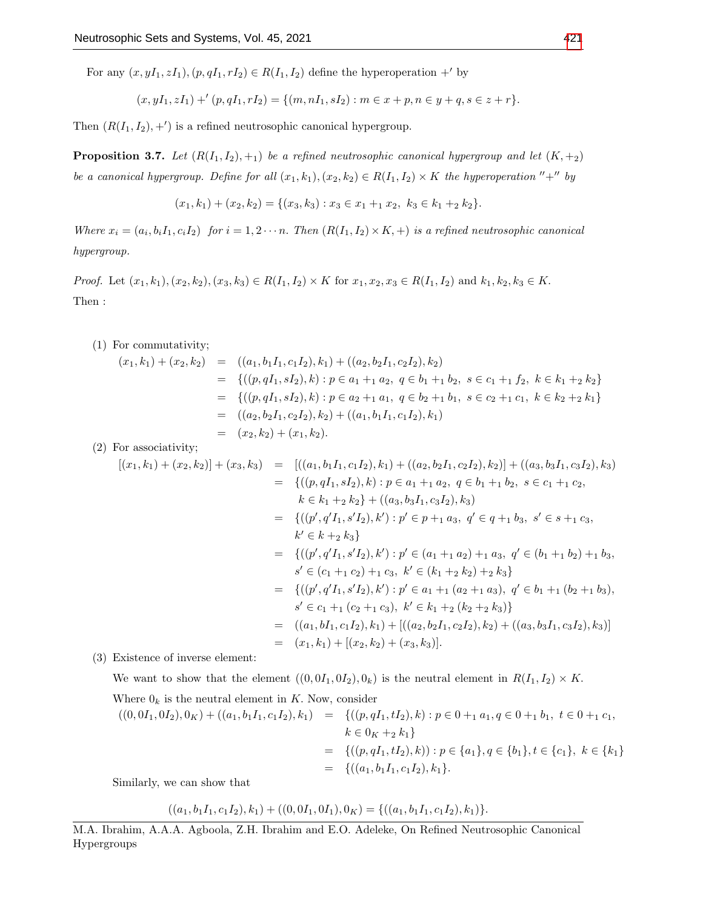For any $(x, yI_1, zI_1), (p, qI_1, rI_2) \in R(I_1, I_2)$ define the hyperoperation $+'$ by

$$(x, yI_1, zI_1) +' (p, qI_1, rI_2) = \{(m, nI_1, sI_2) : m \in x + p, n \in y + q, s \in z + r\}.$$

Then $(R(I_1, I_2), +')$ is a refined neutrosophic canonical hypergroup.

**Proposition 3.7.** *Let $(R(I_1, I_2), +_1)$ be a refined neutrosophic canonical hypergroup and let $(K, +_2)$ be a canonical hypergroup. Define for all $(x_1, k_1), (x_2, k_2) \in R(I_1, I_2) \times K$ the hyperoperation $''+''$ by*

$$(x_1, k_1) + (x_2, k_2) = \{(x_3, k_3) : x_3 \in x_1 +_1 x_2,\ k_3 \in k_1 +_2 k_2\}.$$

*Where $x_i = (a_i, b_iI_1, c_iI_2)$ for $i = 1, 2 \cdots n$. Then $(R(I_1, I_2) \times K, +)$ is a refined neutrosophic canonical hypergroup.*

*Proof.* Let $(x_1, k_1), (x_2, k_2), (x_3, k_3) \in R(I_1, I_2) \times K$ for $x_1, x_2, x_3 \in R(I_1, I_2)$ and $k_1, k_2, k_3 \in K$. Then :

(1) For commutativity;

$$\begin{aligned}
(x_1, k_1) + (x_2, k_2) &= ((a_1, b_1I_1, c_1I_2), k_1) + ((a_2, b_2I_1, c_2I_2), k_2) \\
&= \{((p, qI_1, sI_2), k) : p \in a_1 +_1 a_2,\ q \in b_1 +_1 b_2,\ s \in c_1 +_1 f_2,\ k \in k_1 +_2 k_2\} \\
&= \{((p, qI_1, sI_2), k) : p \in a_2 +_1 a_1,\ q \in b_2 +_1 b_1,\ s \in c_2 +_1 c_1,\ k \in k_2 +_2 k_1\} \\
&= ((a_2, b_2I_1, c_2I_2), k_2) + ((a_1, b_1I_1, c_1I_2), k_1) \\
&= (x_2, k_2) + (x_1, k_2).
\end{aligned}$$

(2) For associativity;

$$\begin{aligned}
[(x_1, k_1) + (x_2, k_2)] + (x_3, k_3) &= [((a_1, b_1I_1, c_1I_2), k_1) + ((a_2, b_2I_1, c_2I_2), k_2)] + ((a_3, b_3I_1, c_3I_2), k_3) \\
&= \{((p, qI_1, sI_2), k) : p \in a_1 +_1 a_2,\ q \in b_1 +_1 b_2,\ s \in c_1 +_1 c_2, \\
&\quad\ k \in k_1 +_2 k_2\} + ((a_3, b_3I_1, c_3I_2), k_3) \\
&= \{((p', q'I_1, s'I_2), k') : p' \in p +_1 a_3,\ q' \in q +_1 b_3,\ s' \in s +_1 c_3, \\
&\quad\ k' \in k +_2 k_3\} \\
&= \{((p', q'I_1, s'I_2), k') : p' \in (a_1 +_1 a_2) +_1 a_3,\ q' \in (b_1 +_1 b_2) +_1 b_3, \\
&\quad\ s' \in (c_1 +_1 c_2) +_1 c_3,\ k' \in (k_1 +_2 k_2) +_2 k_3\} \\
&= \{((p', q'I_1, s'I_2), k') : p' \in a_1 +_1 (a_2 +_1 a_3),\ q' \in b_1 +_1 (b_2 +_1 b_3), \\
&\quad\ s' \in c_1 +_1 (c_2 +_1 c_3),\ k' \in k_1 +_2 (k_2 +_2 k_3)\} \\
&= ((a_1, bI_1, c_1I_2), k_1) + [((a_2, b_2I_1, c_2I_2), k_2) + ((a_3, b_3I_1, c_3I_2), k_3)] \\
&= (x_1, k_1) + [(x_2, k_2) + (x_3, k_3)].
\end{aligned}$$

(3) Existence of inverse element:

We want to show that the element $((0, 0I_1, 0I_2), 0_k)$ is the neutral element in $R(I_1, I_2) \times K$.

Where $0_k$ is the neutral element in $K$. Now, consider

$$\begin{aligned}
((0, 0I_1, 0I_2), 0_K) + ((a_1, b_1I_1, c_1I_2), k_1) &= \{((p, qI_1, tI_2), k) : p \in 0 +_1 a_1, q \in 0 +_1 b_1,\ t \in 0 +_1 c_1, \\
&\quad\ k \in 0_K +_2 k_1\} \\
&= \{((p, qI_1, tI_2), k)) : p \in \{a_1\}, q \in \{b_1\}, t \in \{c_1\},\ k \in \{k_1\} \\
&= \{((a_1, b_1I_1, c_1I_2), k_1\}.
\end{aligned}$$

Similarly, we can show that

$$((a_1, b_1I_1, c_1I_2), k_1) + ((0, 0I_1, 0I_1), 0_K) = \{((a_1, b_1I_1, c_1I_2), k_1)\}.$$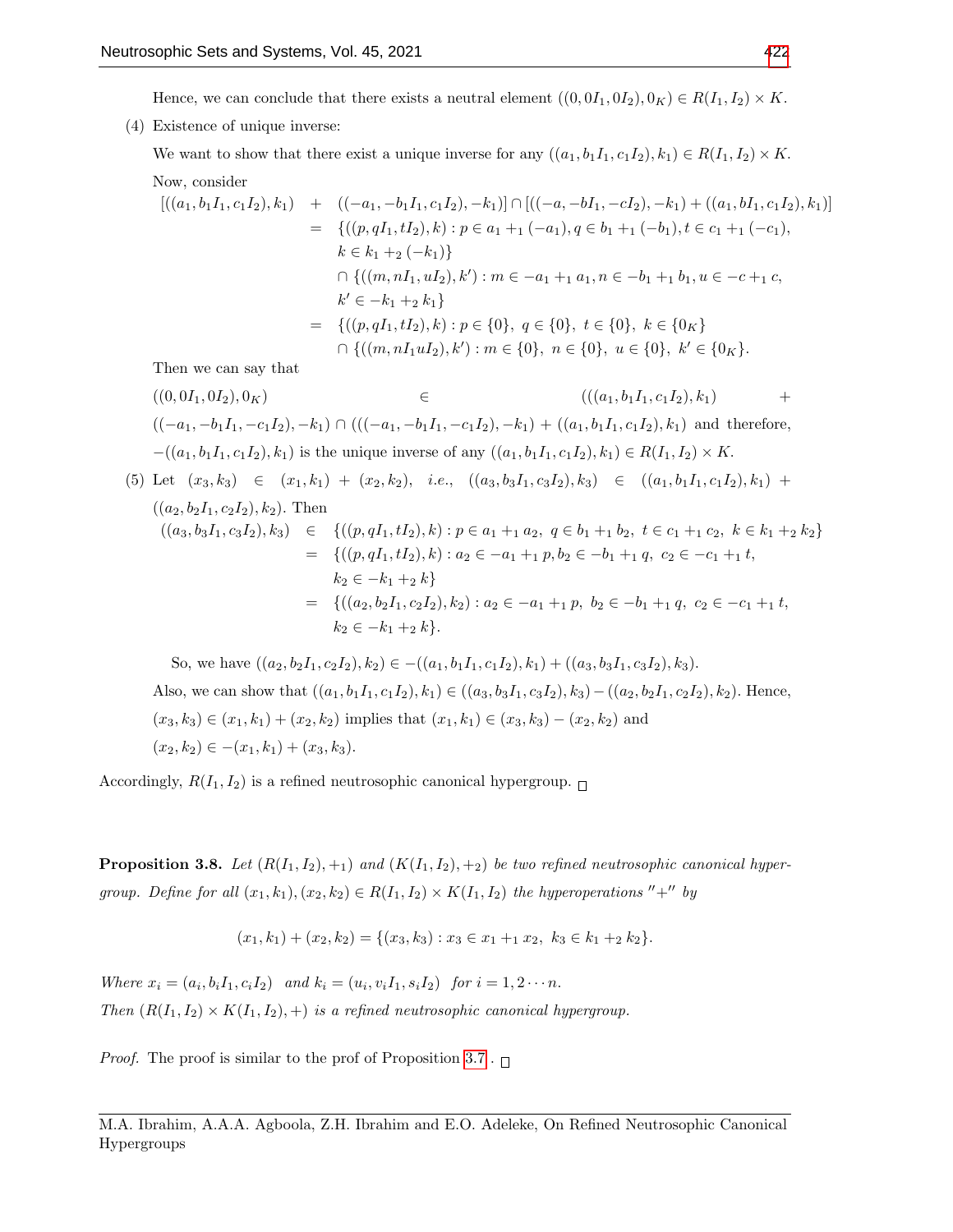Hence, we can conclude that there exists a neutral element $((0, 0I_1, 0I_2), 0_K) \in R(I_1, I_2) \times K$.

(4) Existence of unique inverse:

We want to show that there exist a unique inverse for any $((a_1, b_1I_1, c_1I_2), k_1) \in R(I_1, I_2) \times K$.

Now, consider

$$
\begin{aligned}
[((a_1, b_1I_1, c_1I_2), k_1) \;\; + \;\; & ((-a_1, -b_1I_1, c_1I_2), -k_1)] \cap [((-a, -bI_1, -cI_2), -k_1) + ((a_1, bI_1, c_1I_2), k_1)] \\
= \;\; & \{((p, qI_1, tI_2), k) : p \in a_1 +_1 (-a_1), q \in b_1 +_1 (-b_1), t \in c_1 +_1 (-c_1), \\
& k \in k_1 +_2 (-k_1)\} \\
& \cap \{((m, nI_1, uI_2), k') : m \in -a_1 +_1 a_1, n \in -b_1 +_1 b_1, u \in -c +_1 c, \\
& k' \in -k_1 +_2 k_1\} \\
= \;\; & \{((p, qI_1, tI_2), k) : p \in \{0\},\ q \in \{0\},\ t \in \{0\},\ k \in \{0_K\} \\
& \cap \{((m, nI_1 uI_2), k') : m \in \{0\},\ n \in \{0\},\ u \in \{0\},\ k' \in \{0_K\}.
\end{aligned}
$$

Then we can say that

$((0, 0I_1, 0I_2), 0_K) \in (((a_1, b_1I_1, c_1I_2), k_1) + ((-a_1, -b_1I_1, -c_1I_2), -k_1) \cap (((-a_1, -b_1I_1, -c_1I_2), -k_1) + ((a_1, b_1I_1, c_1I_2), k_1)$ and therefore, $-((a_1, b_1I_1, c_1I_2), k_1)$ is the unique inverse of any $((a_1, b_1I_1, c_1I_2), k_1) \in R(I_1, I_2) \times K$.

(5) Let $(x_3, k_3) \in (x_1, k_1) + (x_2, k_2)$, *i.e.*, $((a_3, b_3I_1, c_3I_2), k_3) \in ((a_1, b_1I_1, c_1I_2), k_1) + ((a_2, b_2I_1, c_2I_2), k_2)$. Then

$$
\begin{aligned}
((a_3, b_3I_1, c_3I_2), k_3) \;\; \in \;\; & \{((p, qI_1, tI_2), k) : p \in a_1 +_1 a_2,\ q \in b_1 +_1 b_2,\ t \in c_1 +_1 c_2,\ k \in k_1 +_2 k_2\} \\
= \;\; & \{((p, qI_1, tI_2), k) : a_2 \in -a_1 +_1 p, b_2 \in -b_1 +_1 q,\ c_2 \in -c_1 +_1 t, \\
& k_2 \in -k_1 +_2 k\} \\
= \;\; & \{((a_2, b_2I_1, c_2I_2), k_2) : a_2 \in -a_1 +_1 p,\ b_2 \in -b_1 +_1 q,\ c_2 \in -c_1 +_1 t, \\
& k_2 \in -k_1 +_2 k\}.
\end{aligned}
$$

So, we have $((a_2, b_2I_1, c_2I_2), k_2) \in -((a_1, b_1I_1, c_1I_2), k_1) + ((a_3, b_3I_1, c_3I_2), k_3)$.

Also, we can show that $((a_1, b_1I_1, c_1I_2), k_1) \in ((a_3, b_3I_1, c_3I_2), k_3) - ((a_2, b_2I_1, c_2I_2), k_2)$. Hence, $(x_3, k_3) \in (x_1, k_1) + (x_2, k_2)$ implies that $(x_1, k_1) \in (x_3, k_3) - (x_2, k_2)$ and $(x_2, k_2) \in -(x_1, k_1) + (x_3, k_3)$.

Accordingly, $R(I_1, I_2)$ is a refined neutrosophic canonical hypergroup. □

**Proposition 3.8.** *Let $(R(I_1, I_2), +_1)$ and $(K(I_1, I_2), +_2)$ be two refined neutrosophic canonical hypergroup. Define for all $(x_1, k_1), (x_2, k_2) \in R(I_1, I_2) \times K(I_1, I_2)$ the hyperoperations $''+''$ by*

$$(x_1, k_1) + (x_2, k_2) = \{(x_3, k_3) : x_3 \in x_1 +_1 x_2,\ k_3 \in k_1 +_2 k_2\}.$$

*Where $x_i = (a_i, b_iI_1, c_iI_2)$ and $k_i = (u_i, v_iI_1, s_iI_2)$ for $i = 1, 2 \cdots n$.*
*Then $(R(I_1, I_2) \times K(I_1, I_2), +)$ is a refined neutrosophic canonical hypergroup.*

*Proof.* The proof is similar to the prof of Proposition 3.7 . □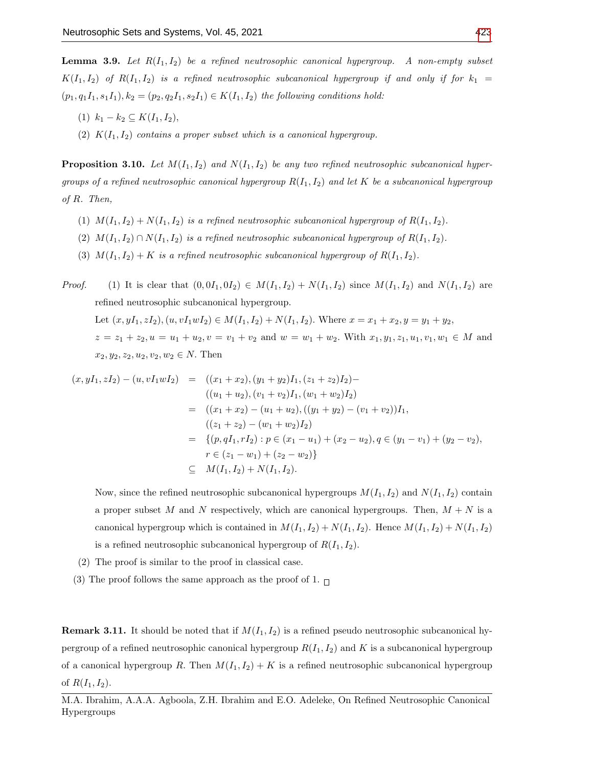**Lemma 3.9.** *Let $R(I_1, I_2)$ be a refined neutrosophic canonical hypergroup. A non-empty subset $K(I_1, I_2)$ of $R(I_1, I_2)$ is a refined neutrosophic subcanonical hypergroup if and only if for $k_1 = (p_1, q_1I_1, s_1I_1), k_2 = (p_2, q_2I_1, s_2I_1) \in K(I_1, I_2)$ the following conditions hold:*

1. $k_1 - k_2 \subseteq K(I_1, I_2)$,
2. *$K(I_1, I_2)$ contains a proper subset which is a canonical hypergroup.*

**Proposition 3.10.** *Let $M(I_1, I_2)$ and $N(I_1, I_2)$ be any two refined neutrosophic subcanonical hypergroups of a refined neutrosophic canonical hypergroup $R(I_1, I_2)$ and let $K$ be a subcanonical hypergroup of $R$. Then,*

1. *$M(I_1, I_2) + N(I_1, I_2)$ is a refined neutrosophic subcanonical hypergroup of $R(I_1, I_2)$.*
2. *$M(I_1, I_2) \cap N(I_1, I_2)$ is a refined neutrosophic subcanonical hypergroup of $R(I_1, I_2)$.*
3. *$M(I_1, I_2) + K$ is a refined neutrosophic subcanonical hypergroup of $R(I_1, I_2)$.*

*Proof.* (1) It is clear that $(0, 0I_1, 0I_2) \in M(I_1, I_2) + N(I_1, I_2)$ since $M(I_1, I_2)$ and $N(I_1, I_2)$ are refined neutrosophic subcanonical hypergroup.

Let $(x, yI_1, zI_2), (u, vI_1wI_2) \in M(I_1, I_2) + N(I_1, I_2)$. Where $x = x_1 + x_2, y = y_1 + y_2$, $z = z_1 + z_2, u = u_1 + u_2, v = v_1 + v_2$ and $w = w_1 + w_2$. With $x_1, y_1, z_1, u_1, v_1, w_1 \in M$ and $x_2, y_2, z_2, u_2, v_2, w_2 \in N$. Then

$$
\begin{aligned}
(x, yI_1, zI_2) - (u, vI_1wI_2) &= ((x_1 + x_2), (y_1 + y_2)I_1, (z_1 + z_2)I_2) - \\
&\quad ((u_1 + u_2), (v_1 + v_2)I_1, (w_1 + w_2)I_2) \\
&= ((x_1 + x_2) - (u_1 + u_2), ((y_1 + y_2) - (v_1 + v_2))I_1, \\
&\quad ((z_1 + z_2) - (w_1 + w_2)I_2) \\
&= \{(p, qI_1, rI_2) : p \in (x_1 - u_1) + (x_2 - u_2), q \in (y_1 - v_1) + (y_2 - v_2), \\
&\quad r \in (z_1 - w_1) + (z_2 - w_2)\} \\
&\subseteq M(I_1, I_2) + N(I_1, I_2).
\end{aligned}
$$

Now, since the refined neutrosophic subcanonical hypergroups $M(I_1, I_2)$ and $N(I_1, I_2)$ contain a proper subset $M$ and $N$ respectively, which are canonical hypergroups. Then, $M + N$ is a canonical hypergroup which is contained in $M(I_1, I_2) + N(I_1, I_2)$. Hence $M(I_1, I_2) + N(I_1, I_2)$ is a refined neutrosophic subcanonical hypergroup of $R(I_1, I_2)$.

(2) The proof is similar to the proof in classical case.

(3) The proof follows the same approach as the proof of 1. □

**Remark 3.11.** It should be noted that if $M(I_1, I_2)$ is a refined pseudo neutrosophic subcanonical hypergroup of a refined neutrosophic canonical hypergroup $R(I_1, I_2)$ and $K$ is a subcanonical hypergroup of a canonical hypergroup $R$. Then $M(I_1, I_2) + K$ is a refined neutrosophic subcanonical hypergroup of $R(I_1, I_2)$.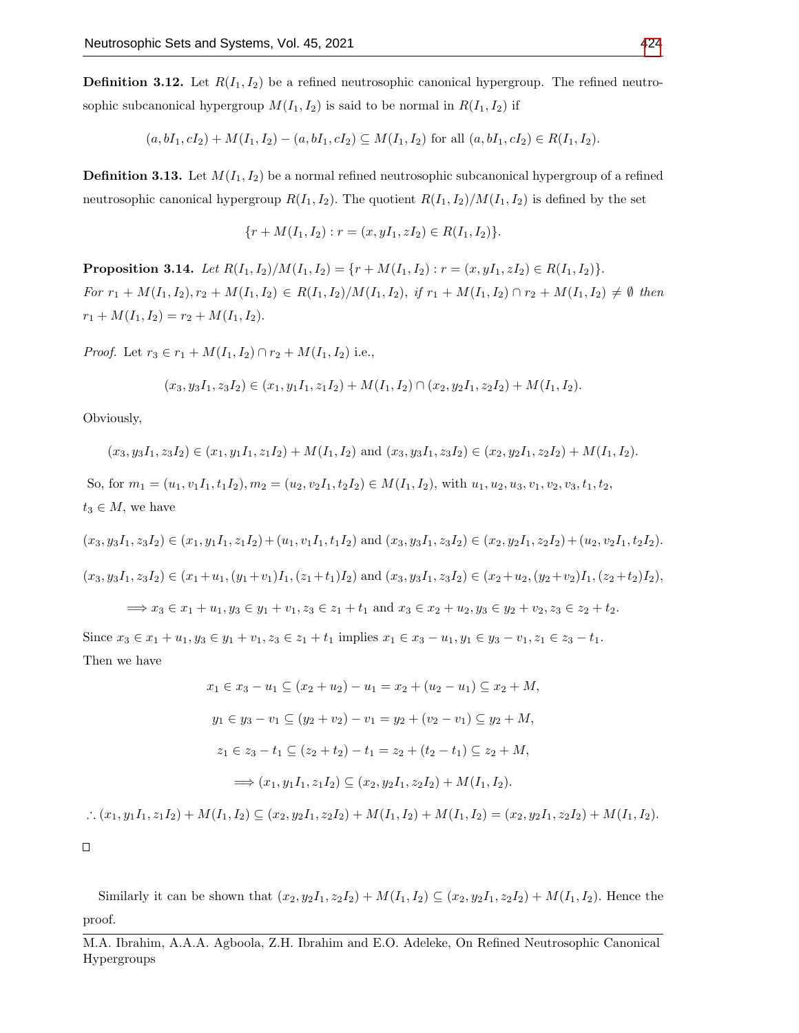**Definition 3.12.** Let $R(I_1, I_2)$ be a refined neutrosophic canonical hypergroup. The refined neutrosophic subcanonical hypergroup $M(I_1, I_2)$ is said to be normal in $R(I_1, I_2)$ if

$$(a, bI_1, cI_2) + M(I_1, I_2) - (a, bI_1, cI_2) \subseteq M(I_1, I_2) \text{ for all } (a, bI_1, cI_2) \in R(I_1, I_2).$$

**Definition 3.13.** Let $M(I_1, I_2)$ be a normal refined neutrosophic subcanonical hypergroup of a refined neutrosophic canonical hypergroup $R(I_1, I_2)$. The quotient $R(I_1, I_2)/M(I_1, I_2)$ is defined by the set

$$\{r + M(I_1, I_2) : r = (x, yI_1, zI_2) \in R(I_1, I_2)\}.$$

**Proposition 3.14.** *Let $R(I_1, I_2)/M(I_1, I_2) = \{r + M(I_1, I_2) : r = (x, yI_1, zI_2) \in R(I_1, I_2)\}$. For $r_1 + M(I_1, I_2), r_2 + M(I_1, I_2) \in R(I_1, I_2)/M(I_1, I_2)$, if $r_1 + M(I_1, I_2) \cap r_2 + M(I_1, I_2) \neq \emptyset$ then $r_1 + M(I_1, I_2) = r_2 + M(I_1, I_2)$.*

*Proof.* Let $r_3 \in r_1 + M(I_1, I_2) \cap r_2 + M(I_1, I_2)$ i.e.,

$$(x_3, y_3I_1, z_3I_2) \in (x_1, y_1I_1, z_1I_2) + M(I_1, I_2) \cap (x_2, y_2I_1, z_2I_2) + M(I_1, I_2).$$

Obviously,

$$(x_3, y_3I_1, z_3I_2) \in (x_1, y_1I_1, z_1I_2) + M(I_1, I_2) \text{ and } (x_3, y_3I_1, z_3I_2) \in (x_2, y_2I_1, z_2I_2) + M(I_1, I_2).$$

So, for $m_1 = (u_1, v_1I_1, t_1I_2), m_2 = (u_2, v_2I_1, t_2I_2) \in M(I_1, I_2)$, with $u_1, u_2, u_3, v_1, v_2, v_3, t_1, t_2, t_3 \in M$, we have

$$(x_3, y_3I_1, z_3I_2) \in (x_1, y_1I_1, z_1I_2) + (u_1, v_1I_1, t_1I_2) \text{ and } (x_3, y_3I_1, z_3I_2) \in (x_2, y_2I_1, z_2I_2) + (u_2, v_2I_1, t_2I_2).$$

$$(x_3, y_3I_1, z_3I_2) \in (x_1 + u_1, (y_1 + v_1)I_1, (z_1 + t_1)I_2) \text{ and } (x_3, y_3I_1, z_3I_2) \in (x_2 + u_2, (y_2 + v_2)I_1, (z_2 + t_2)I_2),$$

$$\implies x_3 \in x_1 + u_1, y_3 \in y_1 + v_1, z_3 \in z_1 + t_1 \text{ and } x_3 \in x_2 + u_2, y_3 \in y_2 + v_2, z_3 \in z_2 + t_2.$$

Since $x_3 \in x_1 + u_1, y_3 \in y_1 + v_1, z_3 \in z_1 + t_1$ implies $x_1 \in x_3 - u_1, y_1 \in y_3 - v_1, z_1 \in z_3 - t_1$.
Then we have

$$x_1 \in x_3 - u_1 \subseteq (x_2 + u_2) - u_1 = x_2 + (u_2 - u_1) \subseteq x_2 + M,$$

$$y_1 \in y_3 - v_1 \subseteq (y_2 + v_2) - v_1 = y_2 + (v_2 - v_1) \subseteq y_2 + M,$$

$$z_1 \in z_3 - t_1 \subseteq (z_2 + t_2) - t_1 = z_2 + (t_2 - t_1) \subseteq z_2 + M,$$

$$\implies (x_1, y_1I_1, z_1I_2) \subseteq (x_2, y_2I_1, z_2I_2) + M(I_1, I_2).$$

$$\therefore (x_1, y_1I_1, z_1I_2) + M(I_1, I_2) \subseteq (x_2, y_2I_1, z_2I_2) + M(I_1, I_2) + M(I_1, I_2) = (x_2, y_2I_1, z_2I_2) + M(I_1, I_2).$$

□

Similarly it can be shown that $(x_2, y_2I_1, z_2I_2) + M(I_1, I_2) \subseteq (x_2, y_2I_1, z_2I_2) + M(I_1, I_2)$. Hence the proof.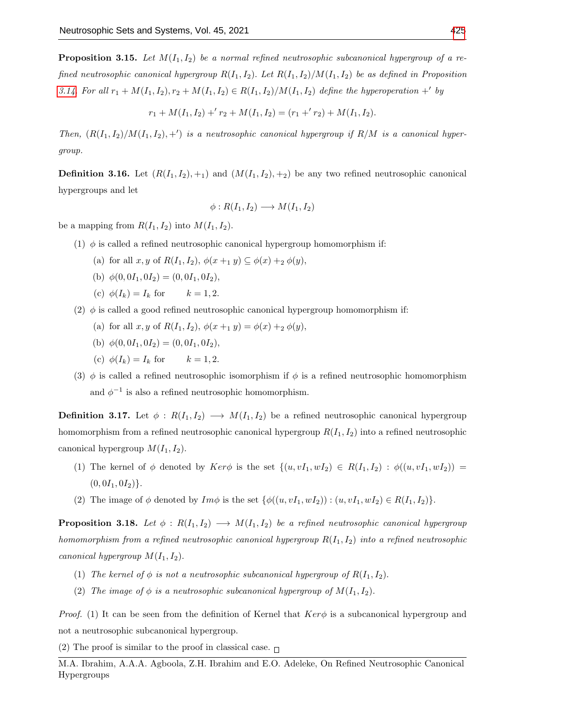**Proposition 3.15.** *Let $M(I_1, I_2)$ be a normal refined neutrosophic subcanonical hypergroup of a refined neutrosophic canonical hypergroup $R(I_1, I_2)$. Let $R(I_1, I_2)/M(I_1, I_2)$ be as defined in Proposition 3.14. For all $r_1 + M(I_1, I_2), r_2 + M(I_1, I_2) \in R(I_1, I_2)/M(I_1, I_2)$ define the hyperoperation $+'$ by*

$$r_1 + M(I_1, I_2) +' r_2 + M(I_1, I_2) = (r_1 +' r_2) + M(I_1, I_2).$$

*Then, $(R(I_1, I_2)/M(I_1, I_2), +')$ is a neutrosophic canonical hypergroup if $R/M$ is a canonical hypergroup.*

**Definition 3.16.** Let $(R(I_1, I_2), +_1)$ and $(M(I_1, I_2), +_2)$ be any two refined neutrosophic canonical hypergroups and let

$$\phi : R(I_1, I_2) \longrightarrow M(I_1, I_2)$$

be a mapping from $R(I_1, I_2)$ into $M(I_1, I_2)$.

(1) $\phi$ is called a refined neutrosophic canonical hypergroup homomorphism if:

  (a) for all $x, y$ of $R(I_1, I_2)$, $\phi(x +_1 y) \subseteq \phi(x) +_2 \phi(y)$,

  (b) $\phi(0, 0I_1, 0I_2) = (0, 0I_1, 0I_2)$,

  (c) $\phi(I_k) = I_k$ for $\quad k = 1, 2$.

(2) $\phi$ is called a good refined neutrosophic canonical hypergroup homomorphism if:

  (a) for all $x, y$ of $R(I_1, I_2)$, $\phi(x +_1 y) = \phi(x) +_2 \phi(y)$,

  (b) $\phi(0, 0I_1, 0I_2) = (0, 0I_1, 0I_2)$,

  (c) $\phi(I_k) = I_k$ for $\quad k = 1, 2$.

(3) $\phi$ is called a refined neutrosophic isomorphism if $\phi$ is a refined neutrosophic homomorphism and $\phi^{-1}$ is also a refined neutrosophic homomorphism.

**Definition 3.17.** Let $\phi : R(I_1, I_2) \longrightarrow M(I_1, I_2)$ be a refined neutrosophic canonical hypergroup homomorphism from a refined neutrosophic canonical hypergroup $R(I_1, I_2)$ into a refined neutrosophic canonical hypergroup $M(I_1, I_2)$.

(1) The kernel of $\phi$ denoted by $Ker\phi$ is the set $\{(u, vI_1, wI_2) \in R(I_1, I_2) : \phi((u, vI_1, wI_2)) = (0, 0I_1, 0I_2)\}$.

(2) The image of $\phi$ denoted by $Im\phi$ is the set $\{\phi((u, vI_1, wI_2)) : (u, vI_1, wI_2) \in R(I_1, I_2)\}$.

**Proposition 3.18.** *Let $\phi : R(I_1, I_2) \longrightarrow M(I_1, I_2)$ be a refined neutrosophic canonical hypergroup homomorphism from a refined neutrosophic canonical hypergroup $R(I_1, I_2)$ into a refined neutrosophic canonical hypergroup $M(I_1, I_2)$.*

(1) *The kernel of $\phi$ is not a neutrosophic subcanonical hypergroup of $R(I_1, I_2)$.*

(2) *The image of $\phi$ is a neutrosophic subcanonical hypergroup of $M(I_1, I_2)$.*

*Proof.* (1) It can be seen from the definition of Kernel that $Ker\phi$ is a subcanonical hypergroup and not a neutrosophic subcanonical hypergroup.

(2) The proof is similar to the proof in classical case. □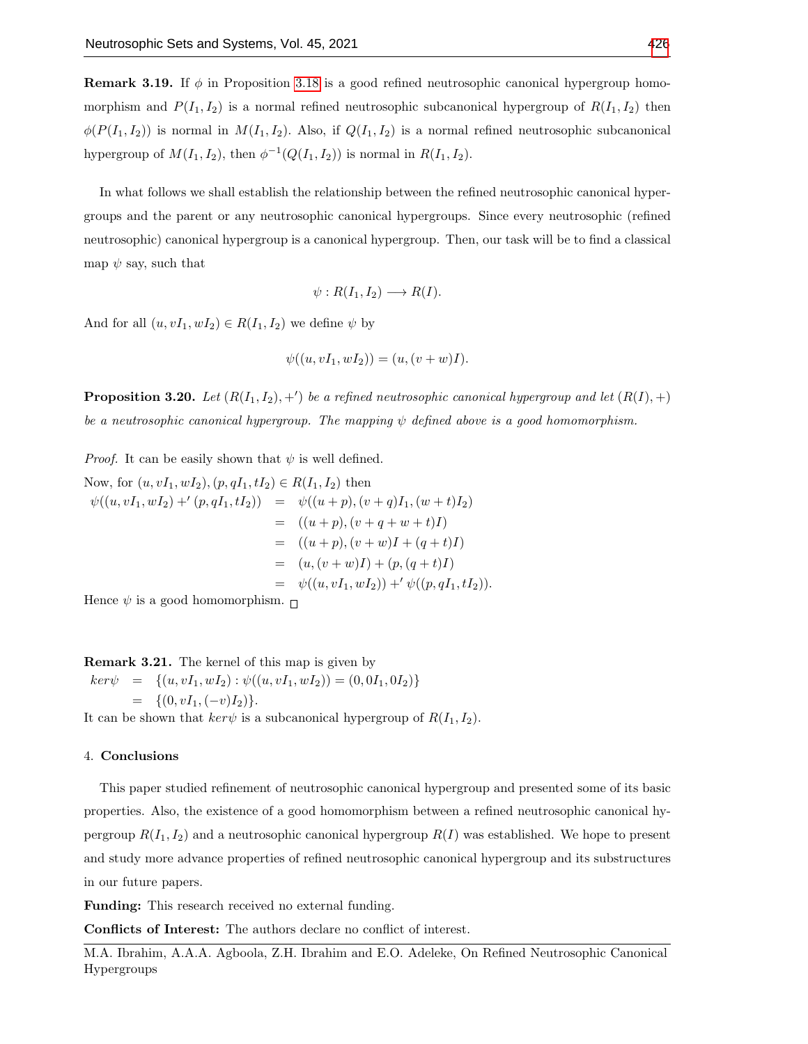**Remark 3.19.** If $\phi$ in Proposition 3.18 is a good refined neutrosophic canonical hypergroup homomorphism and $P(I_1, I_2)$ is a normal refined neutrosophic subcanonical hypergroup of $R(I_1, I_2)$ then $\phi(P(I_1, I_2))$ is normal in $M(I_1, I_2)$. Also, if $Q(I_1, I_2)$ is a normal refined neutrosophic subcanonical hypergroup of $M(I_1, I_2)$, then $\phi^{-1}(Q(I_1, I_2))$ is normal in $R(I_1, I_2)$.

In what follows we shall establish the relationship between the refined neutrosophic canonical hypergroups and the parent or any neutrosophic canonical hypergroups. Since every neutrosophic (refined neutrosophic) canonical hypergroup is a canonical hypergroup. Then, our task will be to find a classical map $\psi$ say, such that

$$\psi : R(I_1, I_2) \longrightarrow R(I).$$

And for all $(u, vI_1, wI_2) \in R(I_1, I_2)$ we define $\psi$ by

$$\psi((u, vI_1, wI_2)) = (u, (v + w)I).$$

**Proposition 3.20.** *Let $(R(I_1, I_2), +')$ be a refined neutrosophic canonical hypergroup and let $(R(I), +)$ be a neutrosophic canonical hypergroup. The mapping $\psi$ defined above is a good homomorphism.*

*Proof.* It can be easily shown that $\psi$ is well defined.

Now, for $(u, vI_1, wI_2), (p, qI_1, tI_2) \in R(I_1, I_2)$ then

$$\begin{aligned}
\psi((u, vI_1, wI_2) +' (p, qI_1, tI_2)) &= \psi((u + p), (v + q)I_1, (w + t)I_2) \\
&= ((u + p), (v + q + w + t)I) \\
&= ((u + p), (v + w)I + (q + t)I) \\
&= (u, (v + w)I) + (p, (q + t)I) \\
&= \psi((u, vI_1, wI_2)) +' \psi((p, qI_1, tI_2)).
\end{aligned}$$

Hence $\psi$ is a good homomorphism. □

**Remark 3.21.** The kernel of this map is given by

$$\begin{aligned}
ker\psi &= \{(u, vI_1, wI_2) : \psi((u, vI_1, wI_2)) = (0, 0I_1, 0I_2)\} \\
&= \{(0, vI_1, (-v)I_2)\}.
\end{aligned}$$

It can be shown that $ker\psi$ is a subcanonical hypergroup of $R(I_1, I_2)$.

## 4. Conclusions

This paper studied refinement of neutrosophic canonical hypergroup and presented some of its basic properties. Also, the existence of a good homomorphism between a refined neutrosophic canonical hypergroup $R(I_1, I_2)$ and a neutrosophic canonical hypergroup $R(I)$ was established. We hope to present and study more advance properties of refined neutrosophic canonical hypergroup and its substructures in our future papers.

**Funding:** This research received no external funding.

**Conflicts of Interest:** The authors declare no conflict of interest.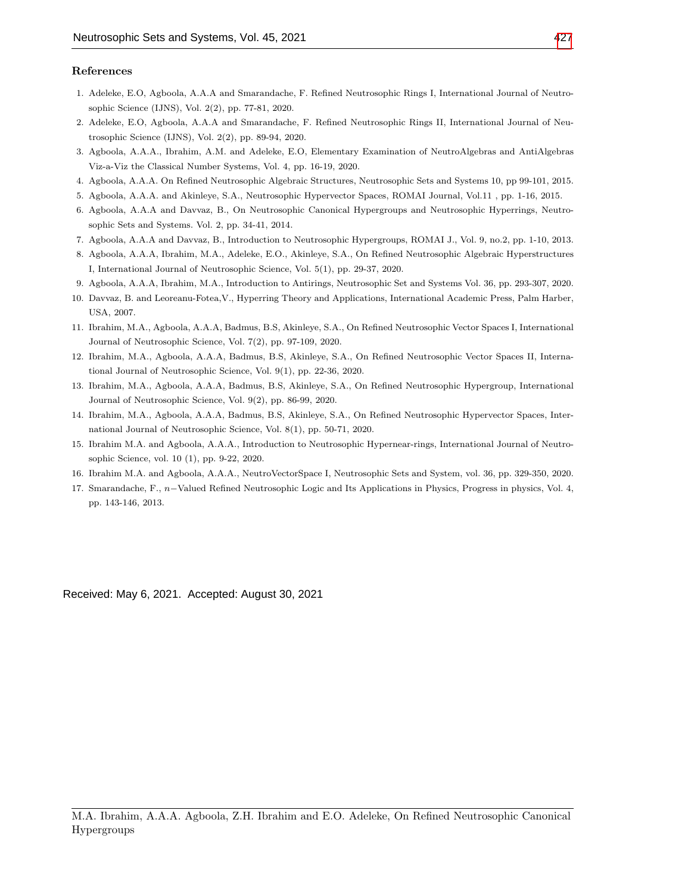## References

1. Adeleke, E.O, Agboola, A.A.A and Smarandache, F. Refined Neutrosophic Rings I, International Journal of Neutrosophic Science (IJNS), Vol. 2(2), pp. 77-81, 2020.
2. Adeleke, E.O, Agboola, A.A.A and Smarandache, F. Refined Neutrosophic Rings II, International Journal of Neutrosophic Science (IJNS), Vol. 2(2), pp. 89-94, 2020.
3. Agboola, A.A.A., Ibrahim, A.M. and Adeleke, E.O, Elementary Examination of NeutroAlgebras and AntiAlgebras Viz-a-Viz the Classical Number Systems, Vol. 4, pp. 16-19, 2020.
4. Agboola, A.A.A. On Refined Neutrosophic Algebraic Structures, Neutrosophic Sets and Systems 10, pp 99-101, 2015.
5. Agboola, A.A.A. and Akinleye, S.A., Neutrosophic Hypervector Spaces, ROMAI Journal, Vol.11 , pp. 1-16, 2015.
6. Agboola, A.A.A and Davvaz, B., On Neutrosophic Canonical Hypergroups and Neutrosophic Hyperrings, Neutrosophic Sets and Systems. Vol. 2, pp. 34-41, 2014.
7. Agboola, A.A.A and Davvaz, B., Introduction to Neutrosophic Hypergroups, ROMAI J., Vol. 9, no.2, pp. 1-10, 2013.
8. Agboola, A.A.A, Ibrahim, M.A., Adeleke, E.O., Akinleye, S.A., On Refined Neutrosophic Algebraic Hyperstructures I, International Journal of Neutrosophic Science, Vol. 5(1), pp. 29-37, 2020.
9. Agboola, A.A.A, Ibrahim, M.A., Introduction to Antirings, Neutrosophic Set and Systems Vol. 36, pp. 293-307, 2020.
10. Davvaz, B. and Leoreanu-Fotea,V., Hyperring Theory and Applications, International Academic Press, Palm Harber, USA, 2007.
11. Ibrahim, M.A., Agboola, A.A.A, Badmus, B.S, Akinleye, S.A., On Refined Neutrosophic Vector Spaces I, International Journal of Neutrosophic Science, Vol. 7(2), pp. 97-109, 2020.
12. Ibrahim, M.A., Agboola, A.A.A, Badmus, B.S, Akinleye, S.A., On Refined Neutrosophic Vector Spaces II, International Journal of Neutrosophic Science, Vol. 9(1), pp. 22-36, 2020.
13. Ibrahim, M.A., Agboola, A.A.A, Badmus, B.S, Akinleye, S.A., On Refined Neutrosophic Hypergroup, International Journal of Neutrosophic Science, Vol. 9(2), pp. 86-99, 2020.
14. Ibrahim, M.A., Agboola, A.A.A, Badmus, B.S, Akinleye, S.A., On Refined Neutrosophic Hypervector Spaces, International Journal of Neutrosophic Science, Vol. 8(1), pp. 50-71, 2020.
15. Ibrahim M.A. and Agboola, A.A.A., Introduction to Neutrosophic Hypernear-rings, International Journal of Neutrosophic Science, vol. 10 (1), pp. 9-22, 2020.
16. Ibrahim M.A. and Agboola, A.A.A., NeutroVectorSpace I, Neutrosophic Sets and System, vol. 36, pp. 329-350, 2020.
17. Smarandache, F., $n-$Valued Refined Neutrosophic Logic and Its Applications in Physics, Progress in physics, Vol. 4, pp. 143-146, 2013.

Received: May 6, 2021. Accepted: August 30, 2021